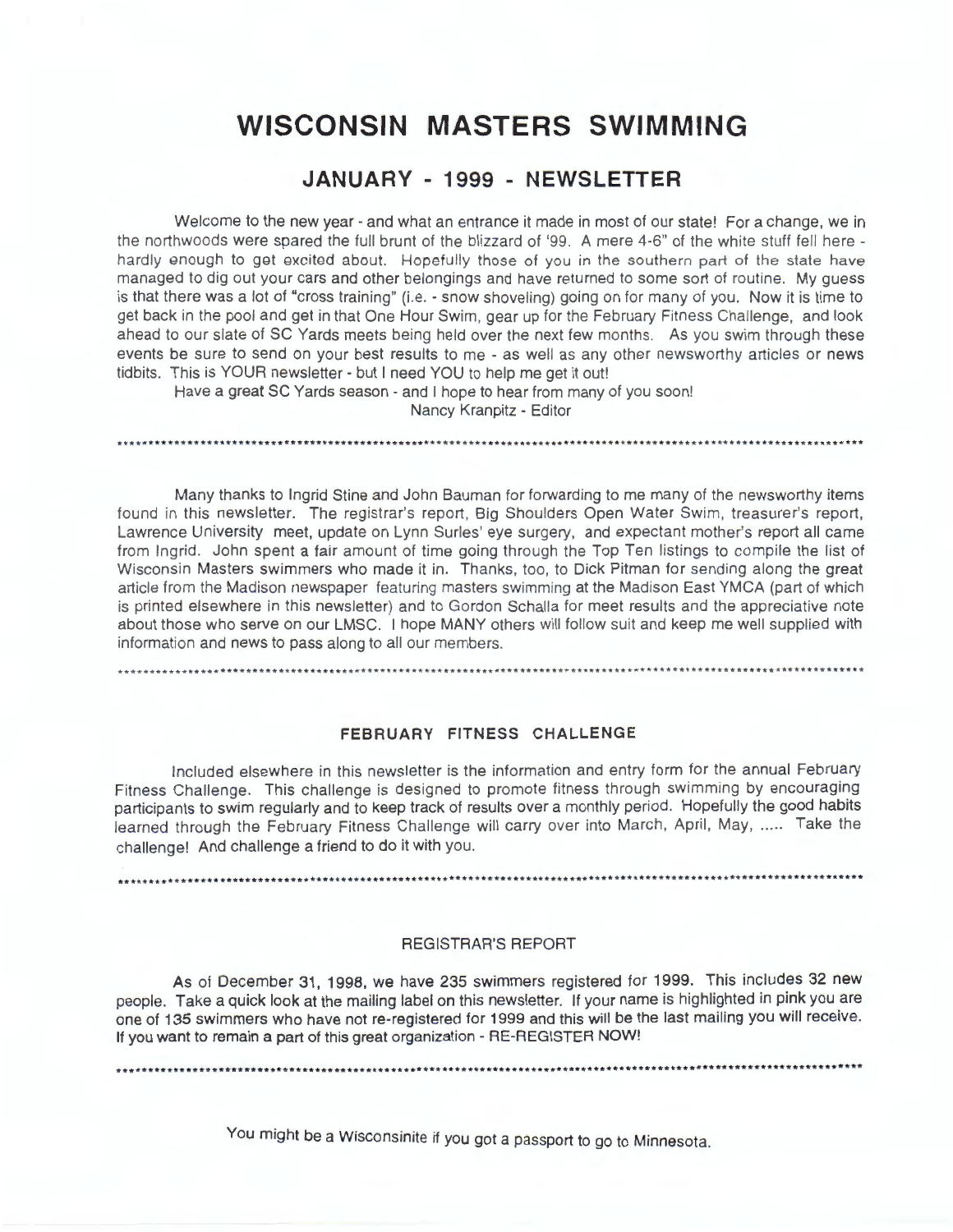# WISCONSIN MASTERS SWIMMING

## JANUARY - 1999 - NEWSLETTER

Welcome to the new year - and what an entrance it made in most of our state! For a change, we in the northwoods were spared the full brunt of the blizzard of '99. A mere 4-6" of the white stuff fell here - hardly enough to get excited about. Hopefully those of you in the southern part of the state have managed to dig out your cars and other belongings and have returned to some sort of routine. My guess is that there was a lot of "cross training" (i.e. - snow shoveling) going on for many of you. Now it is time to get back in the pool and get in that One Hour Swim, gear up for the February Fitness Challenge, and look ahead to our slate of SC Yards meets being held over the next few months. As you swim through these events be sure to send on your best results to me - as well as any other newsworthy articles or news tidbits. This is YOUR newsletter - but I need YOU to help me get it out!

Have a great SC Yards season - and I hope to hear from many of you soon!

Nancy Kranpitz - Editor

\*\*\*\*\*\*\*\*\*\*\*\*\*\*\*\*\*\*\*\*\*\*\*\*\*\*\*\*\*\*\*\*\*\*\*\*\*\*\*\*\*\*\*\*\*\*\*\*\*\*\*\*\*\*\*\*\*\*\*\*\*\*\*\*\*\*\*\*\*\*\*\*\*\*\*\*\*\*\*\*\*\*

Many thanks to Ingrid Stine and John Bauman for forwarding to me many of the newsworthy items found in this newsletter. The registrar's report, Big Shoulders Open Water Swim, treasurer's report, Lawrence University meet, update on Lynn Surles' eye surgery, and expectant mother's report all came from Ingrid. John spent a fair amount of time going through the Top Ten listings to compile the list of Wisconsin Masters swimmers who made it in. Thanks, too, to Dick Pitman for sending along the great article from the Madison newspaper featuring masters swimming at the Madison East YMCA (part of which is printed elsewhere in this newsletter) and to Gordon Schalla for meet results and the appreciative note about those who serve on our LMSC. I hope MANY others will follow suit and keep me well supplied with information and news to pass along to all our members.

\*\*\*\*\*\*\*\*\*\*\*\*\*\*\*\*\*\*\*\*\*\*\*\*\*\*\*\*\*\*\*\*\*\*\*\*\*\*\*\*\*\*\*\*\*\*\*\*\*\*\*\*\*\*\*\*\*\*\*\*\*\*\*\*\*\*\*\*\*\*\*\*\*\*\*\*\*\*\*\*\*\*

### FEBRUARY FITNESS CHALLENGE

Included elsewhere in this newsletter is the information and entry form for the annual February Fitness Challenge. This challenge is designed to promote fitness through swimming by encouraging participants to swim regularly and to keep track of results over a monthly period. Hopefully the good habits learned through the February Fitness Challenge will carry over into March, April, May, ..... Take the challenge! And challenge a friend to do it with you.

\*\*\*\*\*\*\*\*\*\*\*\*\*\*\*\*\*\*\*\*\*\*\*\*\*\*\*\*\*\*\*\*\*\*\*\*\*\*\*\*\*\*\*\*\*\*\*\*\*\*\*\*\*\*\*\*\*\*\*\*\*\*\*\*\*\*\*\*\*\*\*\*\*\*\*\*\*\*\*\*\*\*

### REGISTRAR'S REPORT

As of December 31, 1998, we have 235 swimmers registered for 1999. This includes 32 new people. Take a quick look at the mailing label on this newsletter. If your name is highlighted in pink you are one of 135 swimmers who have not re-registered for 1999 and this will be the last mailing you will receive. If you want to remain a part of this great organization - RE-REGISTER NOW!

\*\*\*\*\*\*\*\*\*\*\*\*\*\*\*\*\*\*\*\*\*\*\*\*\*\*\*\*\*\*\*\*\*\*\*\*\*\*\*\*\*\*\*\*\*\*\*\*\*\*\*\*\*\*\*\*\*\*\*\*\*\*\*\*\*\*\*\*\*\*\*\*\*\*\*\*\*\*\*\*\*\*

You might be a Wisconsinite if you got a passport to go to Minnesota.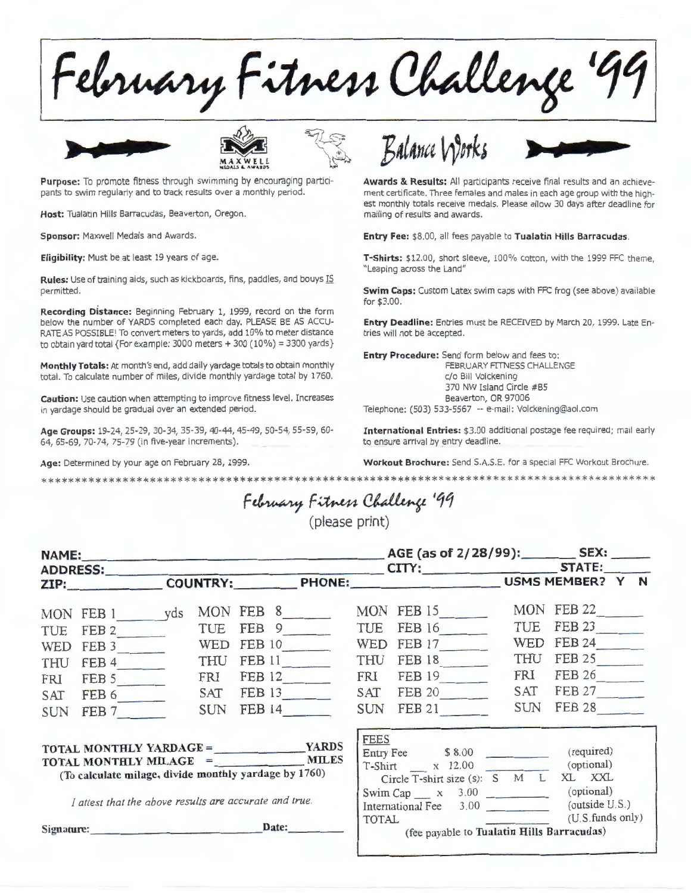# February Fitness Challenge '99

MAXWELL MEDALS & AWARDS

Balance Works

**Purpose:** To promote fitness through swimming by encouraging participants to swim regularly and to track results over a monthly period.

**Host:** Tualatin Hills Barracudas, Beaverton, Oregon.

**Sponsor:** Maxwell Medals and Awards.

**Eligibility:** Must be at least 19 years of age.

**Rules:** Use of training aids, such as kickboards, fins, paddles, and bouys IS permitted.

**Recording Distance:** Beginning February 1, 1999, record on the form below the number of YARDS completed each day. PLEASE BE AS ACCURATE AS POSSIBLE! To convert meters to yards, add 10% to meter distance to obtain yard total (For example: 3000 meters + 300 (10%) = 3300 yards)

**Monthly Totals:** At month's end, add daily yardage totals to obtain monthly total. To calculate number of miles, divide monthly yardage total by 1760.

**Caution:** Use caution when attempting to improve fitness level. Increases in yardage should be gradual over an extended period.

**Age Groups:** 19-24, 25-29, 30-34, 35-39, 40-44, 45-49, 50-54, 55-59, 60-64, 65-69, 70-74, 75-79 (in five-year increments).

**Age:** Determined by your age on February 28, 1999.

**Awards & Results:** All participants receive final results and an achievement certificate. Three females and males in each age group with the highest monthly totals receive medals. Please allow 30 days after deadline for mailing of results and awards.

**Entry Fee:** $8.00, all fees payable to **Tualatin Hills Barracudas**.

**T-Shirts:** $12.00, short sleeve, 100% cotton, with the 1999 FFC theme, "Leaping across the Land"

**Swim Caps:** Custom Latex swim caps with FFC frog (see above) available for $3.00.

**Entry Deadline:** Entries must be RECEIVED by March 20, 1999. Late Entries will not be accepted.

**Entry Procedure:** Send form below and fees to:
FEBRUARY FITNESS CHALLENGE
c/o Bill Volckening
370 NW Island Circle #B5
Beaverton, OR 97006
Telephone: (503) 533-5567 -- e-mail: Volckening@aol.com

**International Entries:** $3.00 additional postage fee required; mail early to ensure arrival by entry deadline.

**Workout Brochure:** Send S.A.S.E. for a special FFC Workout Brochure.

************************************************************************************

## February Fitness Challenge '99

(please print)

**NAME:**\_\_\_\_\_\_\_\_\_\_ **AGE (as of 2/28/99):**\_\_\_\_\_ **SEX:**\_\_\_\_\_

**ADDRESS:**\_\_\_\_\_\_\_\_\_\_ **CITY:**\_\_\_\_\_\_\_\_\_\_ **STATE:**\_\_\_\_\_

**ZIP:**\_\_\_\_\_ **COUNTRY:**\_\_\_\_\_ **PHONE:**\_\_\_\_\_\_\_\_\_\_ **USMS MEMBER? Y N**

| | | | |
|---|---|---|---|
| MON FEB 1 \_\_\_\_\_ yds | MON FEB 8 \_\_\_\_\_ | MON FEB 15 \_\_\_\_\_ | MON FEB 22 \_\_\_\_\_ |
| TUE FEB 2 \_\_\_\_\_ | TUE FEB 9 \_\_\_\_\_ | TUE FEB 16 \_\_\_\_\_ | TUE FEB 23 \_\_\_\_\_ |
| WED FEB 3 \_\_\_\_\_ | WED FEB 10 \_\_\_\_\_ | WED FEB 17 \_\_\_\_\_ | WED FEB 24 \_\_\_\_\_ |
| THU FEB 4 \_\_\_\_\_ | THU FEB 11 \_\_\_\_\_ | THU FEB 18 \_\_\_\_\_ | THU FEB 25 \_\_\_\_\_ |
| FRI FEB 5 \_\_\_\_\_ | FRI FEB 12 \_\_\_\_\_ | FRI FEB 19 \_\_\_\_\_ | FRI FEB 26 \_\_\_\_\_ |
| SAT FEB 6 \_\_\_\_\_ | SAT FEB 13 \_\_\_\_\_ | SAT FEB 20 \_\_\_\_\_ | SAT FEB 27 \_\_\_\_\_ |
| SUN FEB 7 \_\_\_\_\_ | SUN FEB 14 \_\_\_\_\_ | SUN FEB 21 \_\_\_\_\_ | SUN FEB 28 \_\_\_\_\_ |

**TOTAL MONTHLY YARDAGE =** \_\_\_\_\_\_\_\_\_\_ **YARDS**

**TOTAL MONTHLY MILAGE =** \_\_\_\_\_\_\_\_\_\_ **MILES**

**(To calculate milage, divide monthly yardage by 1760)**

*I attest that the above results are accurate and true.*

**Signature:**\_\_\_\_\_\_\_\_\_\_ **Date:**\_\_\_\_\_

| FEES | | | |
|---|---|---|---|
| Entry Fee | $ 8.00 | \_\_\_\_\_ | (required) |
| T-Shirt \_\_ x | 12.00 | \_\_\_\_\_ | (optional) |
| Circle T-shirt size (s): S M L XL XXL | | | |
| Swim Cap \_\_ x | 3.00 | \_\_\_\_\_ | (optional) |
| International Fee | 3.00 | \_\_\_\_\_ | (outside U.S.) |
| TOTAL | | \_\_\_\_\_ | (U.S.funds only) |

(fee payable to **Tualatin Hills Barracudas**)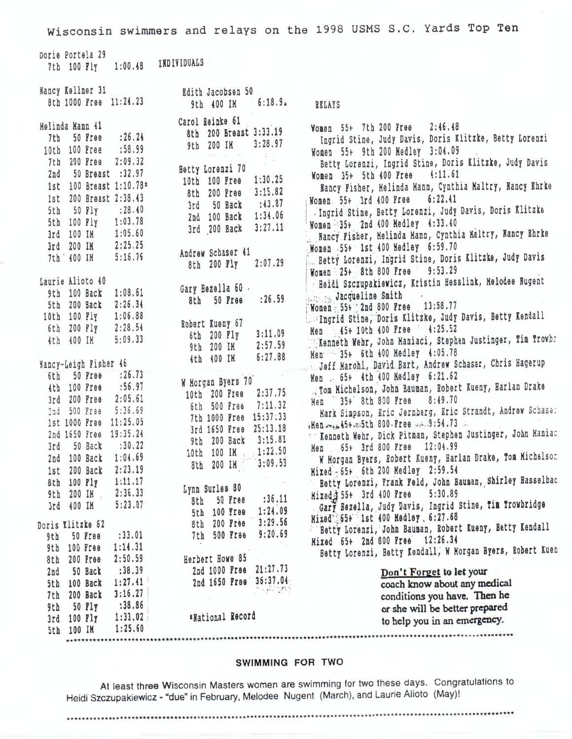# Wisconsin swimmers and relays on the 1998 USMS S.C. Yards Top Ten

## INDIVIDUALS

Dorie Portela 29
- 7th 100 Fly 1:00.48

Nancy Kellner 31
- 8th 1000 Free 11:24.23

Melinda Mann 41
- 7th 50 Free :26.24
- 10th 100 Free :58.99
- 7th 200 Free 2:09.32
- 2nd 50 Breast :32.97
- 1st 100 Breast 1:10.78*
- 1st 200 Breast 2:38.43
- 5th 50 Fly :28.40
- 5th 100 Fly 1:03.78
- 3rd 100 IM 1:05.60
- 3rd 200 IM 2:25.25
- 7th 400 IM 5:16.76

Laurie Alioto 40
- 9th 100 Back 1:08.61
- 5th 200 Back 2:26.34
- 10th 100 Fly 1:06.88
- 6th 200 Fly 2:28.54
- 4th 400 IM 5:09.33

Nancy-Leigh Fisher 46
- 6th 50 Free :26.73
- 4th 100 Free :56.97
- 3rd 200 Free 2:05.61
- 2nd 500 Free 5:36.69
- 1st 1000 Free 11:25.05
- 2nd 1650 Free 19:35.24
- 3rd 50 Back :30.22
- 2nd 100 Back 1:04.69
- 1st 200 Back 2:23.19
- 8th 100 Fly 1:11.17
- 9th 200 IM 2:36.33
- 3rd 400 IM 5:23.07

Doris Klitzke 62
- 9th 50 Free :33.01
- 9th 100 Free 1:14.31
- 8th 200 Free 2:50.59
- 2nd 50 Back :38.39
- 5th 100 Back 1:27.41
- 7th 200 Back 3:16.27
- 9th 50 Fly :38.86
- 3rd 100 Fly 1:33.02
- 5th 100 IM 1:25.60

Edith Jacobsen 50
- 9th 400 IM 6:18.9

Carol Reinke 61
- 8th 200 Breast 3:33.19
- 9th 200 IM 3:28.97

Betty Lorenzi 70
- 10th 100 Free 1:30.25
- 8th 200 Free 3:15.82
- 3rd 50 Back :43.87
- 2nd 100 Back 1:34.06
- 3rd 200 Back 3:27.11

Andrew Schaser 41
- 8th 200 Fly 2:07.29

Gary Bezella 60
- 8th 50 Free :26.59

Robert Kueny 67
- 6th 200 Fly 3:11.09
- 9th 200 IM 2:57.59
- 4th 400 IM 6:27.88

W Morgan Byers 70
- 10th 200 Free 2:37.75
- 6th 500 Free 7:11.32
- 7th 1000 Free 15:37.33
- 3rd 1650 Free 25:13.18
- 9th 200 Back 3:15.81
- 10th 100 IM 1:22.50
- 8th 200 IM 3:09.53

Lynn Surles 80
- 8th 50 Free :36.11
- 5th 100 Free 1:24.09
- 8th 200 Free 3:29.56
- 7th 500 Free 9:20.69

Herbert Howe 85
- 2nd 1000 Free 21:27.73
- 2nd 1650 Free 36:37.04

*National Record

## RELAYS

Women 55+ 7th 200 Free 2:46.48
Ingrid Stine, Judy Davis, Doris Klitzke, Betty Lorenzi

Women 55+ 9th 200 Medley 3:04.09
Betty Lorenzi, Ingrid Stine, Doris Klitzke, Judy Davis

Women 35+ 5th 400 Free 4:11.61
Nancy Fisher, Melinda Mann, Cynthia Maltry, Nancy Ehrke

Women 55+ 3rd 400 Free 6:22.41
Ingrid Stine, Betty Lorenzi, Judy Davis, Doris Klitzke

Women 35+ 2nd 400 Medley 4:33.40
Nancy Fisher, Melinda Mann, Cynthia Maltry, Nancy Ehrke

Women 55+ 1st 400 Medley 6:59.70
Betty Lorenzi, Ingrid Stine, Doris Klitzke, Judy Davis

Women 25+ 8th 800 Free 9:53.29
Heidi Szczupakiewicz, Kristin Hesslink, Melodee Nugent Jacqueline Smith

Women 55+ 2nd 800 Free 13:58.77
Ingrid Stine, Doris Klitzke, Judy Davis, Betty Kendall

Men 45+ 10th 400 Free 4:25.52
Kenneth Wehr, John Maniaci, Stephen Justinger, Tim Trowbr

Men 35+ 6th 400 Medley 4:05.78
Jeff Marohl, David Bart, Andrew Schaser, Chris Hagerup

Men 65+ 4th 400 Medley 6:21.62
Tom Michelson, John Bauman, Robert Kueny, Harlan Drake

Men 35+ 8th 800 Free 8:49.70
Mark Simpson, Eric Jernberg, Eric Strandt, Andrew Schase

Men 45+ 5th 800 Free 9:54.73
Kenneth Wehr, Dick Pitman, Stephen Justinger, John Maniac

Men 65+ 3rd 800 Free 12:04.99
W Morgan Byers, Robert Kueny, Harlan Drake, Tom Michelso

Mixed 65+ 6th 200 Medley 2:59.54
Betty Lorenzi, Frank Feld, John Bauman, Shirley Hasselbac

Mixed 55+ 3rd 400 Free 5:30.89
Gary Bezella, Judy Davis, Ingrid Stine, Tim Trowbridge

Mixed 65+ 1st 400 Medley 6:27.68
Betty Lorenzi, John Bauman, Robert Kueny, Betty Kendall

Mixed 65+ 2nd 800 Free 12:26.34
Betty Lorenzi, Betty Kendall, W Morgan Byers, Robert Kuen

**<u>Don't Forget</u> to let your coach know about any medical conditions you have. Then he or she will be better prepared to help you in an emergency.**

---

## SWIMMING FOR TWO

At least three Wisconsin Masters women are swimming for two these days. Congratulations to Heidi Szczupakiewicz - "due" in February, Melodee Nugent (March), and Laurie Alioto (May)!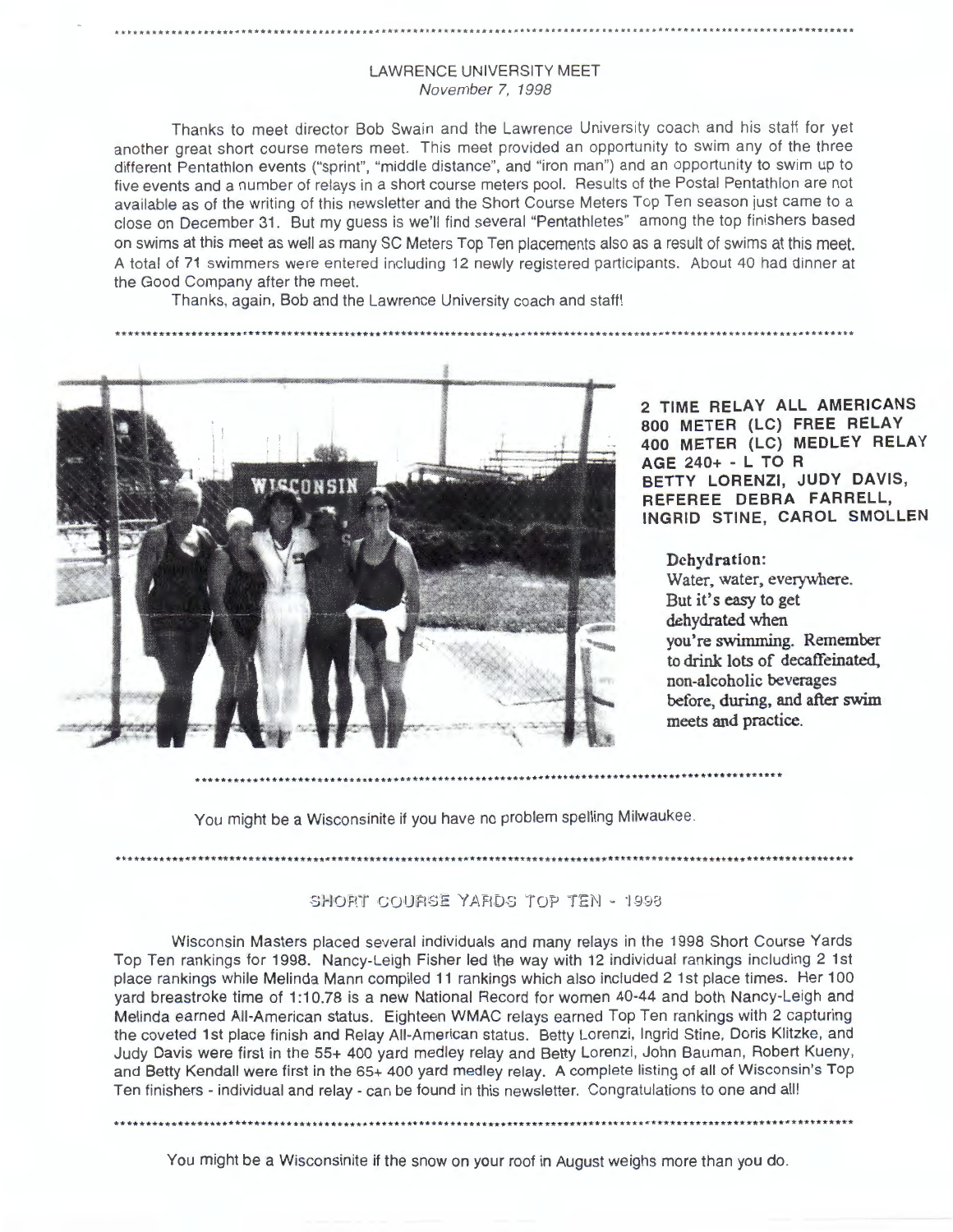## LAWRENCE UNIVERSITY MEET

*November 7, 1998*

Thanks to meet director Bob Swain and the Lawrence University coach and his staff for yet another great short course meters meet. This meet provided an opportunity to swim any of the three different Pentathlon events ("sprint", "middle distance", and "iron man") and an opportunity to swim up to five events and a number of relays in a short course meters pool. Results of the Postal Pentathlon are not available as of the writing of this newsletter and the Short Course Meters Top Ten season just came to a close on December 31. But my guess is we'll find several "Pentathletes" among the top finishers based on swims at this meet as well as many SC Meters Top Ten placements also as a result of swims at this meet. A total of 71 swimmers were entered including 12 newly registered participants. About 40 had dinner at the Good Company after the meet.

Thanks, again, Bob and the Lawrence University coach and staff!

**2 TIME RELAY ALL AMERICANS**
**800 METER (LC) FREE RELAY**
**400 METER (LC) MEDLEY RELAY**
**AGE 240+ - L TO R**
**BETTY LORENZI, JUDY DAVIS, REFEREE DEBRA FARRELL, INGRID STINE, CAROL SMOLLEN**

**Dehydration:**
Water, water, everywhere. But it's easy to get dehydrated when you're swimming. Remember to drink lots of decaffeinated, non-alcoholic beverages before, during, and after swim meets and practice.

You might be a Wisconsinite if you have no problem spelling Milwaukee.

## SHORT COURSE YARDS TOP TEN - 1998

Wisconsin Masters placed several individuals and many relays in the 1998 Short Course Yards Top Ten rankings for 1998. Nancy-Leigh Fisher led the way with 12 individual rankings including 2 1st place rankings while Melinda Mann compiled 11 rankings which also included 2 1st place times. Her 100 yard breastroke time of 1:10.78 is a new National Record for women 40-44 and both Nancy-Leigh and Melinda earned All-American status. Eighteen WMAC relays earned Top Ten rankings with 2 capturing the coveted 1st place finish and Relay All-American status. Betty Lorenzi, Ingrid Stine, Doris Klitzke, and Judy Davis were first in the 55+ 400 yard medley relay and Betty Lorenzi, John Bauman, Robert Kueny, and Betty Kendall were first in the 65+ 400 yard medley relay. A complete listing of all of Wisconsin's Top Ten finishers - individual and relay - can be found in this newsletter. Congratulations to one and all!

You might be a Wisconsinite if the snow on your roof in August weighs more than you do.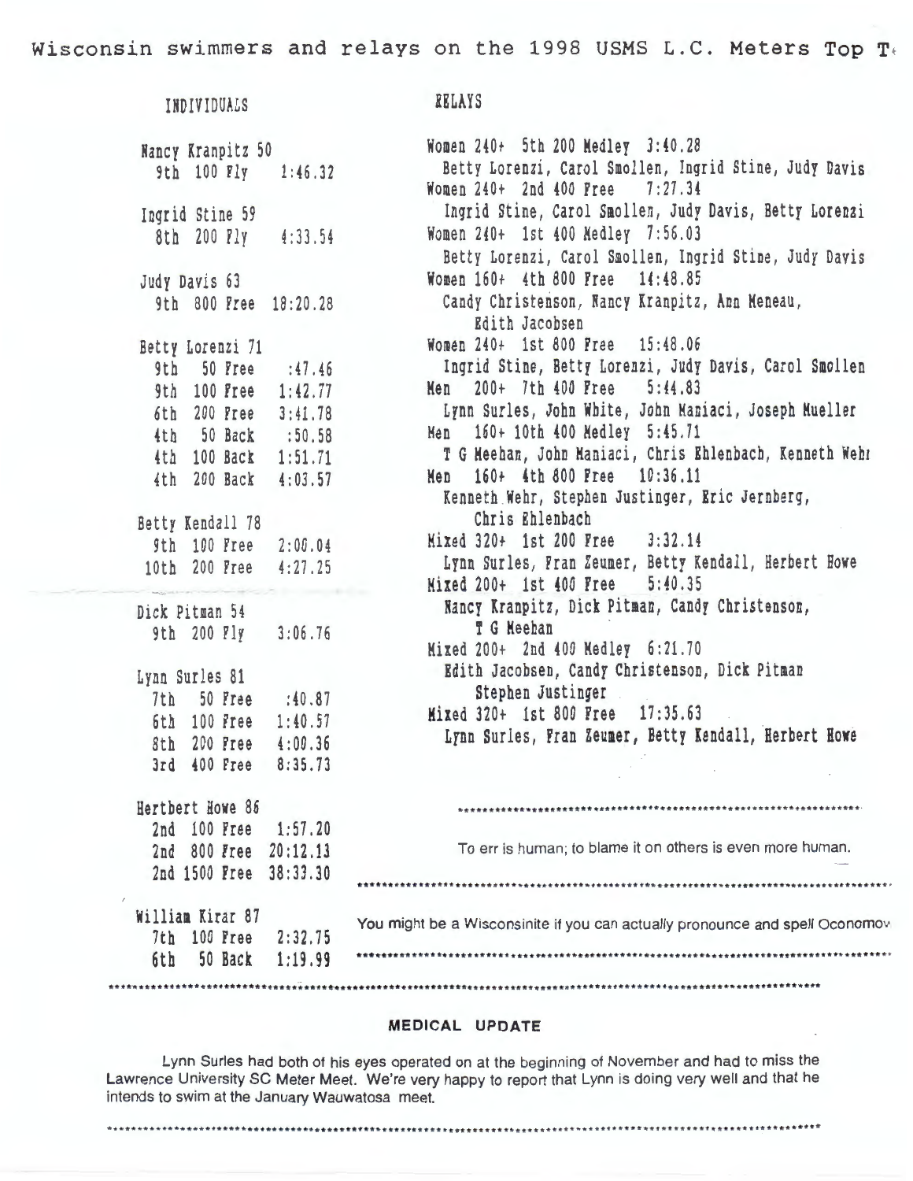# Wisconsin swimmers and relays on the 1998 USMS L.C. Meters Top T

## INDIVIDUALS

Nancy Kranpitz 50
- 9th 100 Fly 1:46.32

Ingrid Stine 59
- 8th 200 Fly 4:33.54

Judy Davis 63
- 9th 800 Free 18:20.28

Betty Lorenzi 71
- 9th 50 Free :47.46
- 9th 100 Free 1:42.77
- 6th 200 Free 3:41.78
- 4th 50 Back :50.58
- 4th 100 Back 1:51.71
- 4th 200 Back 4:03.57

Betty Kendall 78
- 9th 100 Free 2:00.04
- 10th 200 Free 4:27.25

Dick Pitman 54
- 9th 200 Fly 3:06.76

Lynn Surles 81
- 7th 50 Free :40.87
- 6th 100 Free 1:40.57
- 8th 200 Free 4:00.36
- 3rd 400 Free 8:35.73

Hertbert Howe 86
- 2nd 100 Free 1:57.20
- 2nd 800 Free 20:12.13
- 2nd 1500 Free 38:33.30

William Kirar 87
- 7th 100 Free 2:32.75
- 6th 50 Back 1:19.99

## RELAYS

Women 240+ 5th 200 Medley 3:40.28
Betty Lorenzi, Carol Smollen, Ingrid Stine, Judy Davis

Women 240+ 2nd 400 Free 7:27.34
Ingrid Stine, Carol Smollen, Judy Davis, Betty Lorenzi

Women 240+ 1st 400 Medley 7:56.03
Betty Lorenzi, Carol Smollen, Ingrid Stine, Judy Davis

Women 160+ 4th 800 Free 14:48.85
Candy Christenson, Nancy Kranpitz, Ann Meneau, Edith Jacobsen

Women 240+ 1st 800 Free 15:48.06
Ingrid Stine, Betty Lorenzi, Judy Davis, Carol Smollen

Men 200+ 7th 400 Free 5:44.83
Lynn Surles, John White, John Maniaci, Joseph Mueller

Men 160+ 10th 400 Medley 5:45.71
T G Meehan, John Maniaci, Chris Ehlenbach, Kenneth Wehr

Men 160+ 4th 800 Free 10:36.11
Kenneth Wehr, Stephen Justinger, Eric Jernberg, Chris Ehlenbach

Mixed 320+ 1st 200 Free 3:32.14
Lynn Surles, Fran Zeumer, Betty Kendall, Herbert Howe

Mixed 200+ 1st 400 Free 5:40.35
Nancy Kranpitz, Dick Pitman, Candy Christenson, T G Meehan

Mixed 200+ 2nd 400 Medley 6:21.70
Edith Jacobsen, Candy Christenson, Dick Pitman Stephen Justinger

Mixed 320+ 1st 800 Free 17:35.63
Lynn Surles, Fran Zeumer, Betty Kendall, Herbert Howe

---

To err is human; to blame it on others is even more human.

---

You might be a Wisconsinite if you can actually pronounce and spell Oconomov

---

### MEDICAL UPDATE

Lynn Surles had both of his eyes operated on at the beginning of November and had to miss the Lawrence University SC Meter Meet. We're very happy to report that Lynn is doing very well and that he intends to swim at the January Wauwatosa meet.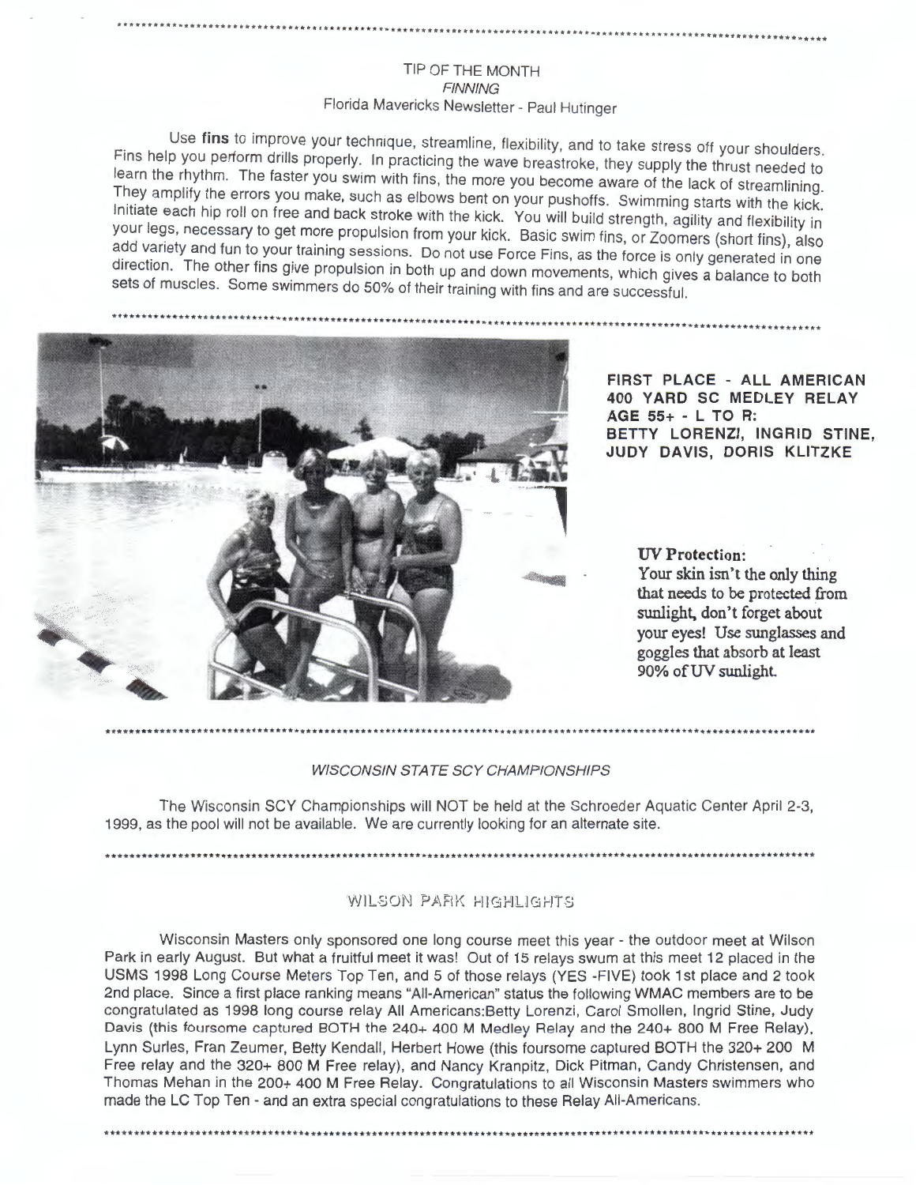## TIP OF THE MONTH

*FINNING*

Florida Mavericks Newsletter - Paul Hutinger

Use **fins** to improve your technique, streamline, flexibility, and to take stress off your shoulders. Fins help you perform drills properly. In practicing the wave breastroke, they supply the thrust needed to learn the rhythm. The faster you swim with fins, the more you become aware of the lack of streamlining. They amplify the errors you make, such as elbows bent on your pushoffs. Swimming starts with the kick. Initiate each hip roll on free and back stroke with the kick. You will build strength, agility and flexibility in your legs, necessary to get more propulsion from your kick. Basic swim fins, or Zoomers (short fins), also add variety and fun to your training sessions. Do not use Force Fins, as the force is only generated in one direction. The other fins give propulsion in both up and down movements, which gives a balance to both sets of muscles. Some swimmers do 50% of their training with fins and are successful.

**FIRST PLACE - ALL AMERICAN 400 YARD SC MEDLEY RELAY AGE 55+ - L TO R: BETTY LORENZI, INGRID STINE, JUDY DAVIS, DORIS KLITZKE**

**UV Protection:**
Your skin isn't the only thing that needs to be protected from sunlight, don't forget about your eyes! Use sunglasses and goggles that absorb at least 90% of UV sunlight.

## *WISCONSIN STATE SCY CHAMPIONSHIPS*

The Wisconsin SCY Championships will NOT be held at the Schroeder Aquatic Center April 2-3, 1999, as the pool will not be available. We are currently looking for an alternate site.

## WILSON PARK HIGHLIGHTS

Wisconsin Masters only sponsored one long course meet this year - the outdoor meet at Wilson Park in early August. But what a fruitful meet it was! Out of 15 relays swum at this meet 12 placed in the USMS 1998 Long Course Meters Top Ten, and 5 of those relays (YES -FIVE) took 1st place and 2 took 2nd place. Since a first place ranking means "All-American" status the following WMAC members are to be congratulated as 1998 long course relay All Americans:Betty Lorenzi, Carol Smollen, Ingrid Stine, Judy Davis (this foursome captured BOTH the 240+ 400 M Medley Relay and the 240+ 800 M Free Relay), Lynn Surles, Fran Zeumer, Betty Kendall, Herbert Howe (this foursome captured BOTH the 320+ 200 M Free relay and the 320+ 800 M Free relay), and Nancy Kranpitz, Dick Pitman, Candy Christensen, and Thomas Mehan in the 200+ 400 M Free Relay. Congratulations to all Wisconsin Masters swimmers who made the LC Top Ten - and an extra special congratulations to these Relay All-Americans.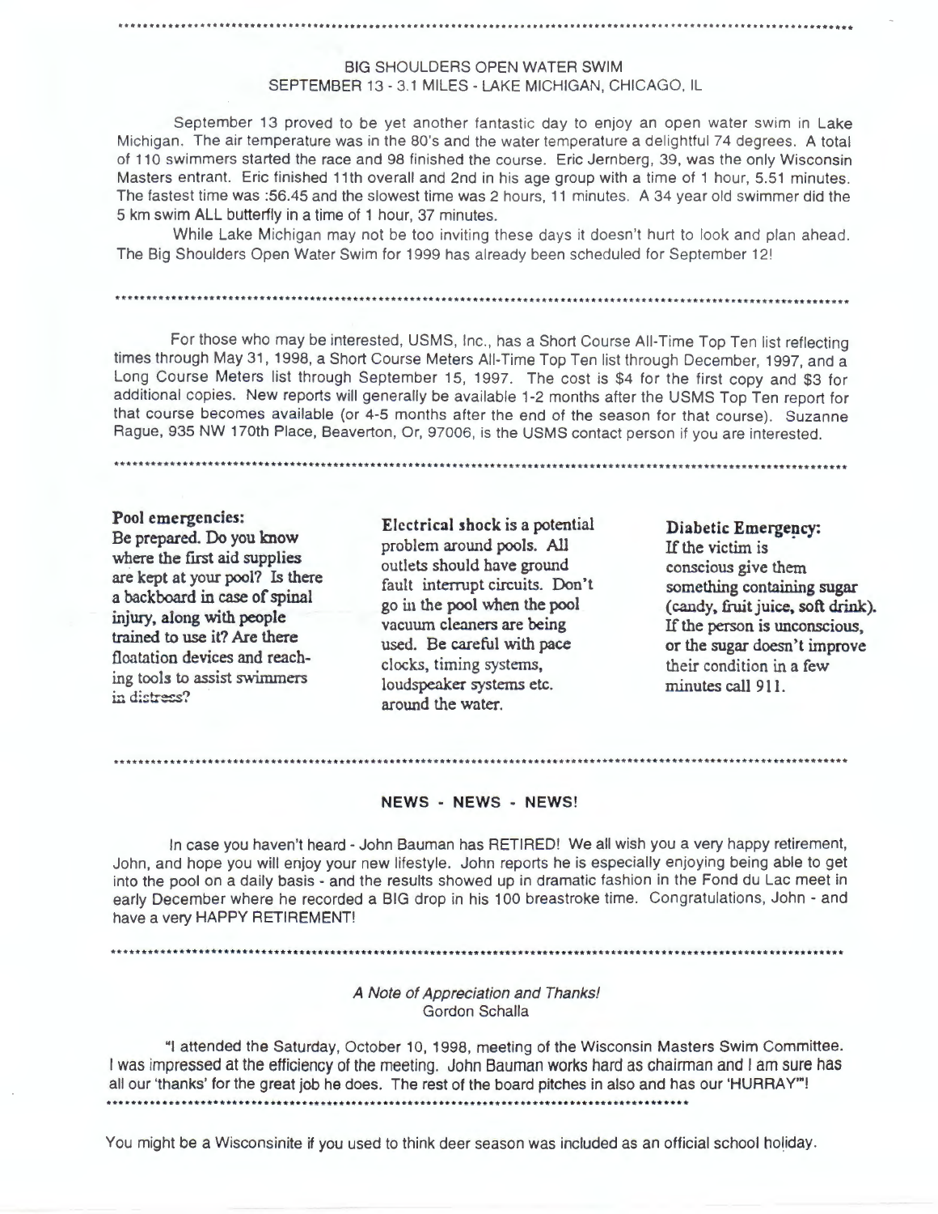## BIG SHOULDERS OPEN WATER SWIM
## SEPTEMBER 13 - 3.1 MILES - LAKE MICHIGAN, CHICAGO, IL

September 13 proved to be yet another fantastic day to enjoy an open water swim in Lake Michigan. The air temperature was in the 80's and the water temperature a delightful 74 degrees. A total of 110 swimmers started the race and 98 finished the course. Eric Jernberg, 39, was the only Wisconsin Masters entrant. Eric finished 11th overall and 2nd in his age group with a time of 1 hour, 5.51 minutes. The fastest time was :56.45 and the slowest time was 2 hours, 11 minutes. A 34 year old swimmer did the 5 km swim ALL butterfly in a time of 1 hour, 37 minutes.

While Lake Michigan may not be too inviting these days it doesn't hurt to look and plan ahead. The Big Shoulders Open Water Swim for 1999 has already been scheduled for September 12!

---

For those who may be interested, USMS, Inc., has a Short Course All-Time Top Ten list reflecting times through May 31, 1998, a Short Course Meters All-Time Top Ten list through December, 1997, and a Long Course Meters list through September 15, 1997. The cost is $4 for the first copy and $3 for additional copies. New reports will generally be available 1-2 months after the USMS Top Ten report for that course becomes available (or 4-5 months after the end of the season for that course). Suzanne Rague, 935 NW 170th Place, Beaverton, Or, 97006, is the USMS contact person if you are interested.

---

**Pool emergencies:**
Be prepared. Do you know where the first aid supplies are kept at your pool? Is there a backboard in case of spinal injury, along with people trained to use it? Are there floatation devices and reaching tools to assist swimmers in distress?

**Electrical shock** is a potential problem around pools. All outlets should have ground fault interrupt circuits. Don't go in the pool when the pool vacuum cleaners are being used. Be careful with pace clocks, timing systems, loudspeaker systems etc. around the water.

**Diabetic Emergency:**
If the victim is conscious give them something containing sugar (candy, fruit juice, soft drink). If the person is unconscious, or the sugar doesn't improve their condition in a few minutes call 911.

---

## NEWS - NEWS - NEWS!

In case you haven't heard - John Bauman has RETIRED! We all wish you a very happy retirement, John, and hope you will enjoy your new lifestyle. John reports he is especially enjoying being able to get into the pool on a daily basis - and the results showed up in dramatic fashion in the Fond du Lac meet in early December where he recorded a BIG drop in his 100 breastroke time. Congratulations, John - and have a very HAPPY RETIREMENT!

---

*A Note of Appreciation and Thanks!*
Gordon Schalla

"I attended the Saturday, October 10, 1998, meeting of the Wisconsin Masters Swim Committee. I was impressed at the efficiency of the meeting. John Bauman works hard as chairman and I am sure has all our 'thanks' for the great job he does. The rest of the board pitches in also and has our 'HURRAY'"!

---

You might be a Wisconsinite if you used to think deer season was included as an official school holiday.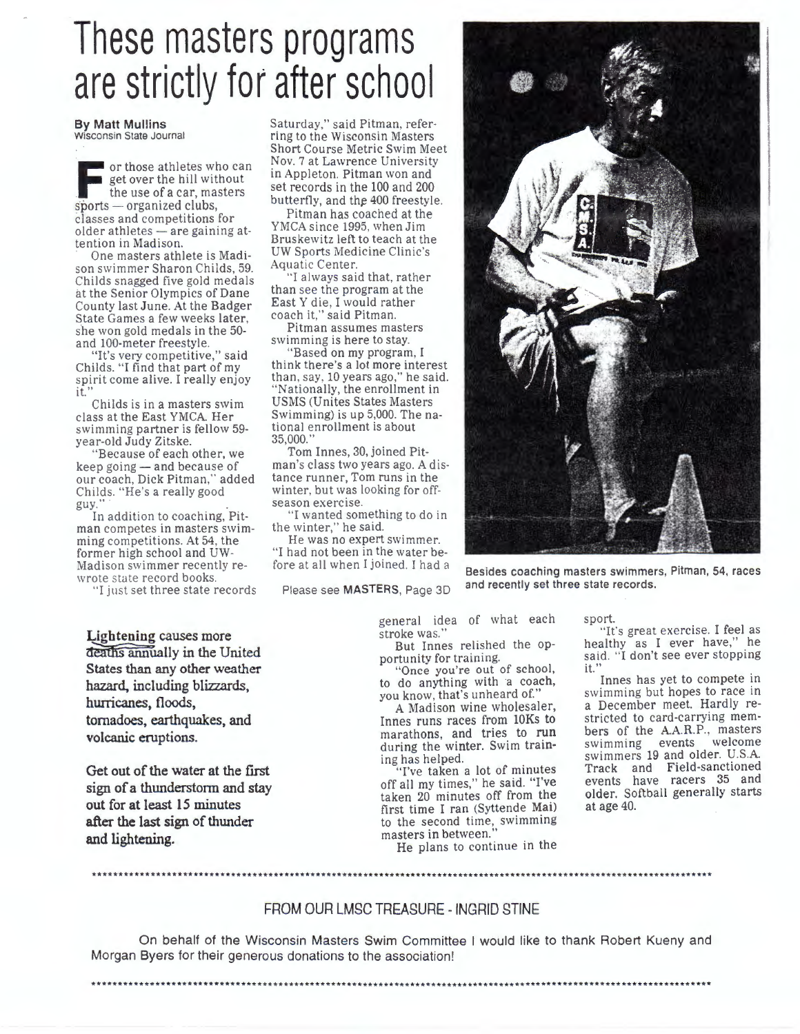# These masters programs are strictly for after school

**By Matt Mullins**
Wisconsin State Journal

For those athletes who can get over the hill without the use of a car, masters sports — organized clubs, classes and competitions for older athletes — are gaining attention in Madison.

One masters athlete is Madison swimmer Sharon Childs, 59. Childs snagged five gold medals at the Senior Olympics of Dane County last June. At the Badger State Games a few weeks later, she won gold medals in the 50- and 100-meter freestyle.

"It's very competitive," said Childs. "I find that part of my spirit come alive. I really enjoy it."

Childs is in a masters swim class at the East YMCA. Her swimming partner is fellow 59-year-old Judy Zitske.

"Because of each other, we keep going — and because of our coach, Dick Pitman," added Childs. "He's a really good guy."

In addition to coaching, Pitman competes in masters swimming competitions. At 54, the former high school and UW-Madison swimmer recently rewrote state record books.

"I just set three state records Saturday," said Pitman, referring to the Wisconsin Masters Short Course Metric Swim Meet Nov. 7 at Lawrence University in Appleton. Pitman won and set records in the 100 and 200 butterfly, and the 400 freestyle.

Pitman has coached at the YMCA since 1995, when Jim Bruskewitz left to teach at the UW Sports Medicine Clinic's Aquatic Center.

"I always said that, rather than see the program at the East Y die, I would rather coach it," said Pitman.

Pitman assumes masters swimming is here to stay.

"Based on my program, I think there's a lot more interest than, say, 10 years ago," he said. "Nationally, the enrollment in USMS (Unites States Masters Swimming) is up 5,000. The national enrollment is about 35,000."

Tom Innes, 30, joined Pitman's class two years ago. A distance runner, Tom runs in the winter, but was looking for off-season exercise.

"I wanted something to do in the winter," he said.

He was no expert swimmer. "I had not been in the water before at all when I joined. I had a

Please see **MASTERS**, Page 3D

Besides coaching masters swimmers, Pitman, 54, races and recently set three state records.

general idea of what each stroke was."

But Innes relished the opportunity for training.

"Once you're out of school, to do anything with a coach, you know, that's unheard of."

A Madison wine wholesaler, Innes runs races from 10Ks to marathons, and tries to run during the winter. Swim training has helped.

"I've taken a lot of minutes off all my times," he said. "I've taken 20 minutes off from the first time I ran (Syttende Mai) to the second time, swimming masters in between."

He plans to continue in the sport.

"It's great exercise. I feel as healthy as I ever have," he said. "I don't see ever stopping it."

Innes has yet to compete in swimming but hopes to race in a December meet. Hardly restricted to card-carrying members of the A.A.R.P., masters swimming events welcome swimmers 19 and older. U.S.A. Track and Field-sanctioned events have racers 35 and older. Softball generally starts at age 40.

**Lightening causes more deaths annually in the United States than any other weather hazard, including blizzards, hurricanes, floods, tornadoes, earthquakes, and volcanic eruptions.**

**Get out of the water at the first sign of a thunderstorm and stay out for at least 15 minutes after the last sign of thunder and lightening.**

***************************************************************************************************************

## FROM OUR LMSC TREASURE - INGRID STINE

On behalf of the Wisconsin Masters Swim Committee I would like to thank Robert Kueny and Morgan Byers for their generous donations to the association!

***************************************************************************************************************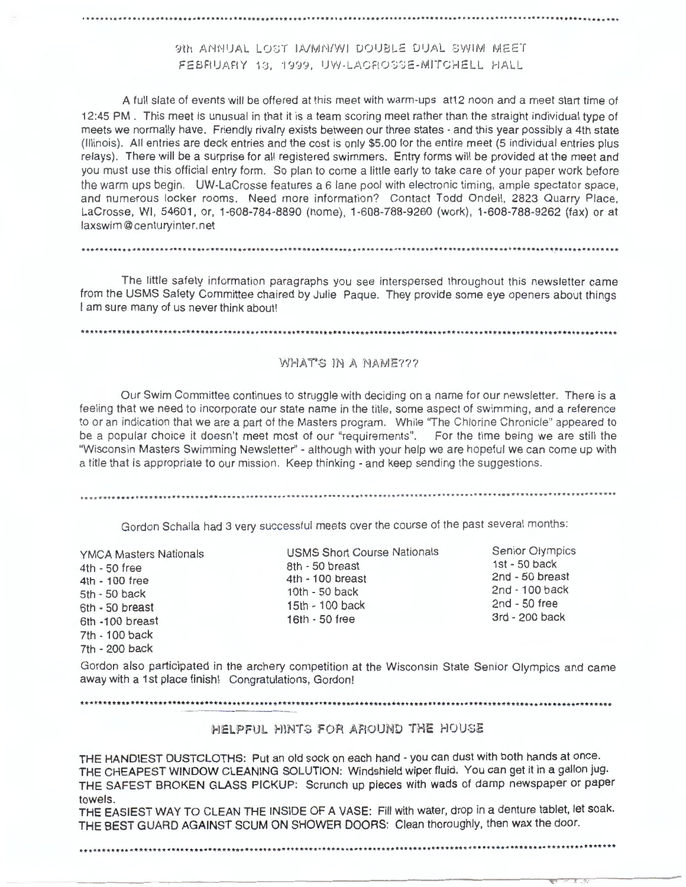## 9th ANNUAL LOST IA/MN/WI DOUBLE DUAL SWIM MEET FEBRUARY 13, 1999, UW-LACROSSE-MITCHELL HALL

A full slate of events will be offered at this meet with warm-ups at12 noon and a meet start time of 12:45 PM . This meet is unusual in that it is a team scoring meet rather than the straight individual type of meets we normally have. Friendly rivalry exists between our three states - and this year possibly a 4th state (Illinois). All entries are deck entries and the cost is only $5.00 for the entire meet (5 individual entries plus relays). There will be a surprise for all registered swimmers. Entry forms will be provided at the meet and you must use this official entry form. So plan to come a little early to take care of your paper work before the warm ups begin. UW-LaCrosse features a 6 lane pool with electronic timing, ample spectator space, and numerous locker rooms. Need more information? Contact Todd Ondell, 2823 Quarry Place, LaCrosse, WI, 54601, or, 1-608-784-8890 (home), 1-608-788-9260 (work), 1-608-788-9262 (fax) or at laxswim@centuryinter.net

---

The little safety information paragraphs you see interspersed throughout this newsletter came from the USMS Safety Committee chaired by Julie Paque. They provide some eye openers about things I am sure many of us never think about!

---

## WHAT'S IN A NAME???

Our Swim Committee continues to struggle with deciding on a name for our newsletter. There is a feeling that we need to incorporate our state name in the title, some aspect of swimming, and a reference to or an indication that we are a part of the Masters program. While "The Chlorine Chronicle" appeared to be a popular choice it doesn't meet most of our "requirements". For the time being we are still the "Wisconsin Masters Swimming Newsletter" - although with your help we are hopeful we can come up with a title that is appropriate to our mission. Keep thinking - and keep sending the suggestions.

---

Gordon Schalla had 3 very successful meets over the course of the past several months:

| YMCA Masters Nationals | USMS Short Course Nationals | Senior Olympics |
|---|---|---|
| 4th - 50 free | 8th - 50 breast | 1st - 50 back |
| 4th - 100 free | 4th - 100 breast | 2nd - 50 breast |
| 5th - 50 back | 10th - 50 back | 2nd - 100 back |
| 6th - 50 breast | 15th - 100 back | 2nd - 50 free |
| 6th -100 breast | 16th - 50 free | 3rd - 200 back |
| 7th - 100 back | | |
| 7th - 200 back | | |

Gordon also participated in the archery competition at the Wisconsin State Senior Olympics and came away with a 1st place finish! Congratulations, Gordon!

---

## HELPFUL HINTS FOR AROUND THE HOUSE

THE HANDIEST DUSTCLOTHS: Put an old sock on each hand - you can dust with both hands at once.
THE CHEAPEST WINDOW CLEANING SOLUTION: Windshield wiper fluid. You can get it in a gallon jug.
THE SAFEST BROKEN GLASS PICKUP: Scrunch up pieces with wads of damp newspaper or paper towels.
THE EASIEST WAY TO CLEAN THE INSIDE OF A VASE: Fill with water, drop in a denture tablet, let soak.
THE BEST GUARD AGAINST SCUM ON SHOWER DOORS: Clean thoroughly, then wax the door.

---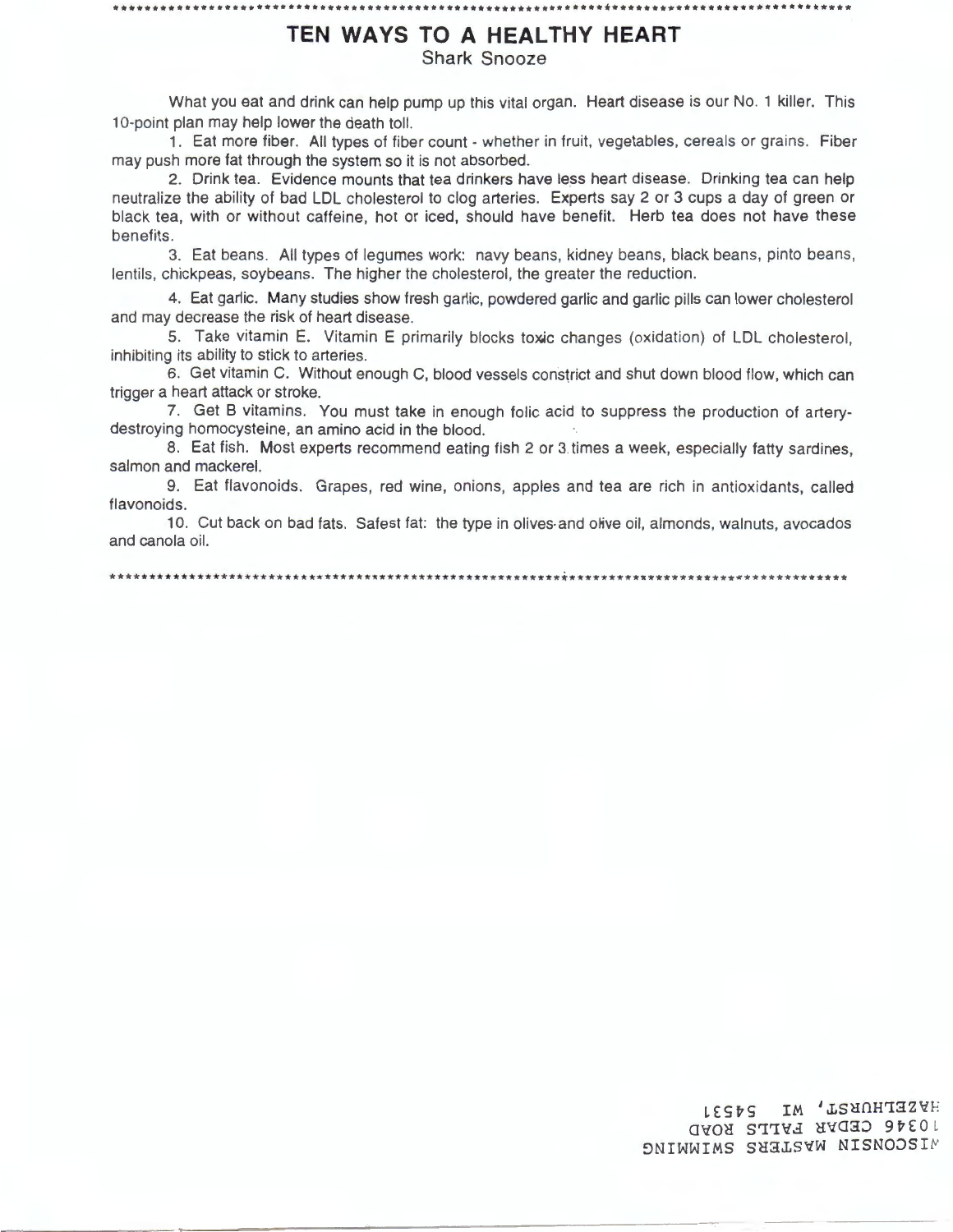---

## TEN WAYS TO A HEALTHY HEART

Shark Snooze

What you eat and drink can help pump up this vital organ. Heart disease is our No. 1 killer. This 10-point plan may help lower the death toll.

1. Eat more fiber. All types of fiber count - whether in fruit, vegetables, cereals or grains. Fiber may push more fat through the system so it is not absorbed.

2. Drink tea. Evidence mounts that tea drinkers have less heart disease. Drinking tea can help neutralize the ability of bad LDL cholesterol to clog arteries. Experts say 2 or 3 cups a day of green or black tea, with or without caffeine, hot or iced, should have benefit. Herb tea does not have these benefits.

3. Eat beans. All types of legumes work: navy beans, kidney beans, black beans, pinto beans, lentils, chickpeas, soybeans. The higher the cholesterol, the greater the reduction.

4. Eat garlic. Many studies show fresh garlic, powdered garlic and garlic pills can lower cholesterol and may decrease the risk of heart disease.

5. Take vitamin E. Vitamin E primarily blocks toxic changes (oxidation) of LDL cholesterol, inhibiting its ability to stick to arteries.

6. Get vitamin C. Without enough C, blood vessels constrict and shut down blood flow, which can trigger a heart attack or stroke.

7. Get B vitamins. You must take in enough folic acid to suppress the production of artery-destroying homocysteine, an amino acid in the blood.

8. Eat fish. Most experts recommend eating fish 2 or 3 times a week, especially fatty sardines, salmon and mackerel.

9. Eat flavonoids. Grapes, red wine, onions, apples and tea are rich in antioxidants, called flavonoids.

10. Cut back on bad fats. Safest fat: the type in olives and olive oil, almonds, walnuts, avocados and canola oil.

---

WISCONSIN MASTERS SWIMMING
10346 CEDAR FALLS ROAD
HAZELHURST, WI 54531